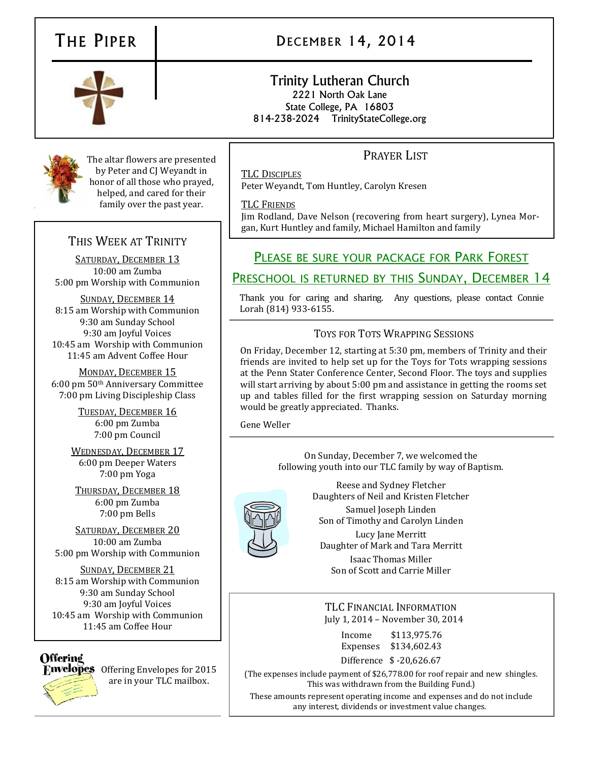# The Piper

## December 14, 2014

### Trinity Lutheran Church

2221 North Oak Lane
State College, PA 16803
814-238-2024 TrinityStateCollege.org

The altar flowers are presented by Peter and CJ Weyandt in honor of all those who prayed, helped, and cared for their family over the past year.

## This Week at Trinity

**Saturday, December 13**
10:00 am Zumba
5:00 pm Worship with Communion

**Sunday, December 14**
8:15 am Worship with Communion
9:30 am Sunday School
9:30 am Joyful Voices
10:45 am Worship with Communion
11:45 am Advent Coffee Hour

**Monday, December 15**
6:00 pm 50th Anniversary Committee
7:00 pm Living Discipleship Class

**Tuesday, December 16**
6:00 pm Zumba
7:00 pm Council

**Wednesday, December 17**
6:00 pm Deeper Waters
7:00 pm Yoga

**Thursday, December 18**
6:00 pm Zumba
7:00 pm Bells

**Saturday, December 20**
10:00 am Zumba
5:00 pm Worship with Communion

**Sunday, December 21**
8:15 am Worship with Communion
9:30 am Sunday School
9:30 am Joyful Voices
10:45 am Worship with Communion
11:45 am Coffee Hour

Offering Envelopes for 2015 are in your TLC mailbox.

## Prayer List

**TLC Disciples**
Peter Weyandt, Tom Huntley, Carolyn Kresen

**TLC Friends**
Jim Rodland, Dave Nelson (recovering from heart surgery), Lynea Morgan, Kurt Huntley and family, Michael Hamilton and family

## Please be sure your package for Park Forest Preschool is returned by this Sunday, December 14

Thank you for caring and sharing. Any questions, please contact Connie Lorah (814) 933-6155.

## Toys for Tots Wrapping Sessions

On Friday, December 12, starting at 5:30 pm, members of Trinity and their friends are invited to help set up for the Toys for Tots wrapping sessions at the Penn Stater Conference Center, Second Floor. The toys and supplies will start arriving by about 5:00 pm and assistance in getting the rooms set up and tables filled for the first wrapping session on Saturday morning would be greatly appreciated. Thanks.

Gene Weller

On Sunday, December 7, we welcomed the following youth into our TLC family by way of Baptism.

Reese and Sydney Fletcher
Daughters of Neil and Kristen Fletcher

Samuel Joseph Linden
Son of Timothy and Carolyn Linden

Lucy Jane Merritt
Daughter of Mark and Tara Merritt

Isaac Thomas Miller
Son of Scott and Carrie Miller

## TLC Financial Information

July 1, 2014 – November 30, 2014

| | |
|---|---|
| Income | $113,975.76 |
| Expenses | $134,602.43 |
| Difference | $ -20,626.67 |

(The expenses include payment of $26,778.00 for roof repair and new shingles. This was withdrawn from the Building Fund.)

These amounts represent operating income and expenses and do not include any interest, dividends or investment value changes.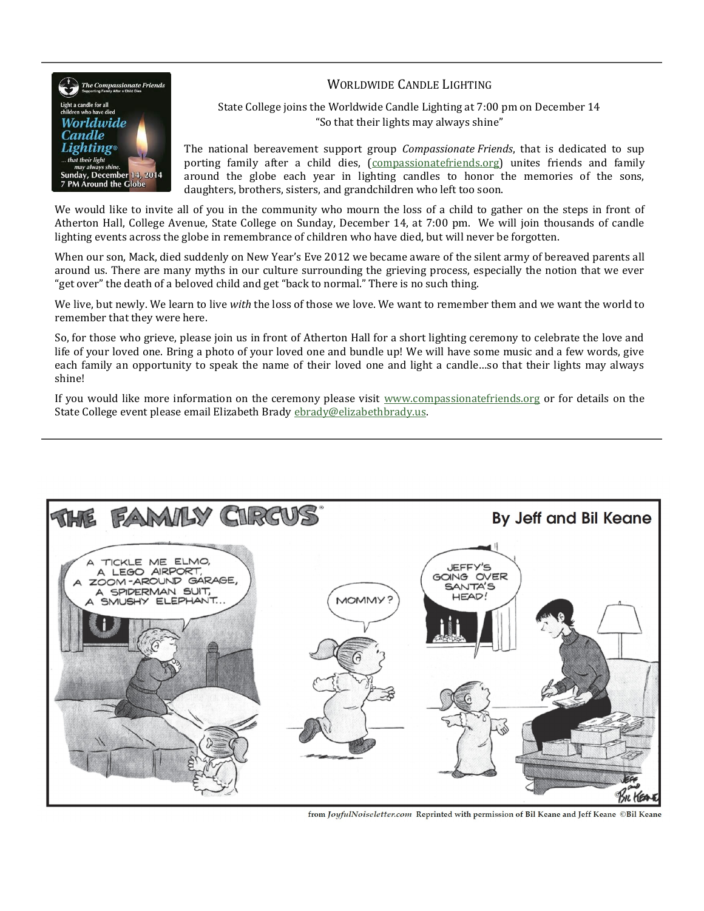## Worldwide Candle Lighting

State College joins the Worldwide Candle Lighting at 7:00 pm on December 14
"So that their lights may always shine"

The national bereavement support group *Compassionate Friends*, that is dedicated to sup porting family after a child dies, (compassionatefriends.org) unites friends and family around the globe each year in lighting candles to honor the memories of the sons, daughters, brothers, sisters, and grandchildren who left too soon.

We would like to invite all of you in the community who mourn the loss of a child to gather on the steps in front of Atherton Hall, College Avenue, State College on Sunday, December 14, at 7:00 pm. We will join thousands of candle lighting events across the globe in remembrance of children who have died, but will never be forgotten.

When our son, Mack, died suddenly on New Year's Eve 2012 we became aware of the silent army of bereaved parents all around us. There are many myths in our culture surrounding the grieving process, especially the notion that we ever "get over" the death of a beloved child and get "back to normal." There is no such thing.

We live, but newly. We learn to live *with* the loss of those we love. We want to remember them and we want the world to remember that they were here.

So, for those who grieve, please join us in front of Atherton Hall for a short lighting ceremony to celebrate the love and life of your loved one. Bring a photo of your loved one and bundle up! We will have some music and a few words, give each family an opportunity to speak the name of their loved one and light a candle…so that their lights may always shine!

If you would like more information on the ceremony please visit www.compassionatefriends.org or for details on the State College event please email Elizabeth Brady ebrady@elizabethbrady.us.

from *JoyfulNoiseletter.com* Reprinted with permission of Bil Keane and Jeff Keane ©Bil Keane